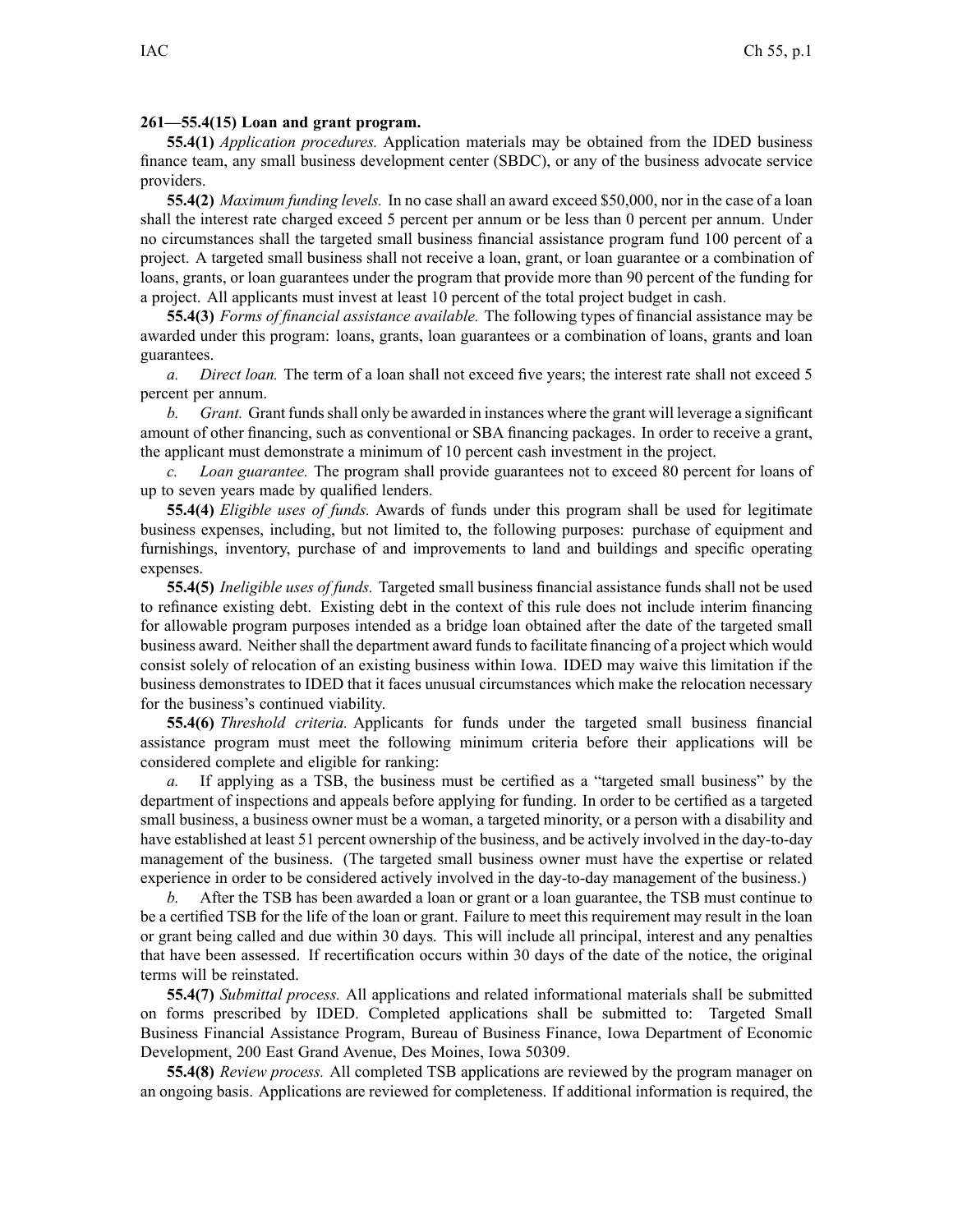**261—55.4(15) Loan and grant program.**

**55.4(1)** *Application procedures.* Application materials may be obtained from the IDED business finance team, any small business development center (SBDC), or any of the business advocate service providers.

**55.4(2)** *Maximum funding levels.* In no case shall an award exceed $50,000, nor in the case of a loan shall the interest rate charged exceed 5 percent per annum or be less than 0 percent per annum. Under no circumstances shall the targeted small business financial assistance program fund 100 percent of a project. A targeted small business shall not receive a loan, grant, or loan guarantee or a combination of loans, grants, or loan guarantees under the program that provide more than 90 percent of the funding for a project. All applicants must invest at least 10 percent of the total project budget in cash.

**55.4(3)** *Forms of financial assistance available.* The following types of financial assistance may be awarded under this program: loans, grants, loan guarantees or a combination of loans, grants and loan guarantees.

*a. Direct loan.* The term of a loan shall not exceed five years; the interest rate shall not exceed 5 percent per annum.

*b. Grant.* Grant funds shall only be awarded in instances where the grant will leverage a significant amount of other financing, such as conventional or SBA financing packages. In order to receive a grant, the applicant must demonstrate a minimum of 10 percent cash investment in the project.

*c. Loan guarantee.* The program shall provide guarantees not to exceed 80 percent for loans of up to seven years made by qualified lenders.

**55.4(4)** *Eligible uses of funds.* Awards of funds under this program shall be used for legitimate business expenses, including, but not limited to, the following purposes: purchase of equipment and furnishings, inventory, purchase of and improvements to land and buildings and specific operating expenses.

**55.4(5)** *Ineligible uses of funds.* Targeted small business financial assistance funds shall not be used to refinance existing debt. Existing debt in the context of this rule does not include interim financing for allowable program purposes intended as a bridge loan obtained after the date of the targeted small business award. Neither shall the department award funds to facilitate financing of a project which would consist solely of relocation of an existing business within Iowa. IDED may waive this limitation if the business demonstrates to IDED that it faces unusual circumstances which make the relocation necessary for the business's continued viability.

**55.4(6)** *Threshold criteria.* Applicants for funds under the targeted small business financial assistance program must meet the following minimum criteria before their applications will be considered complete and eligible for ranking:

*a.* If applying as a TSB, the business must be certified as a "targeted small business" by the department of inspections and appeals before applying for funding. In order to be certified as a targeted small business, a business owner must be a woman, a targeted minority, or a person with a disability and have established at least 51 percent ownership of the business, and be actively involved in the day-to-day management of the business. (The targeted small business owner must have the expertise or related experience in order to be considered actively involved in the day-to-day management of the business.)

*b.* After the TSB has been awarded a loan or grant or a loan guarantee, the TSB must continue to be a certified TSB for the life of the loan or grant. Failure to meet this requirement may result in the loan or grant being called and due within 30 days. This will include all principal, interest and any penalties that have been assessed. If recertification occurs within 30 days of the date of the notice, the original terms will be reinstated.

**55.4(7)** *Submittal process.* All applications and related informational materials shall be submitted on forms prescribed by IDED. Completed applications shall be submitted to: Targeted Small Business Financial Assistance Program, Bureau of Business Finance, Iowa Department of Economic Development, 200 East Grand Avenue, Des Moines, Iowa 50309.

**55.4(8)** *Review process.* All completed TSB applications are reviewed by the program manager on an ongoing basis. Applications are reviewed for completeness. If additional information is required, the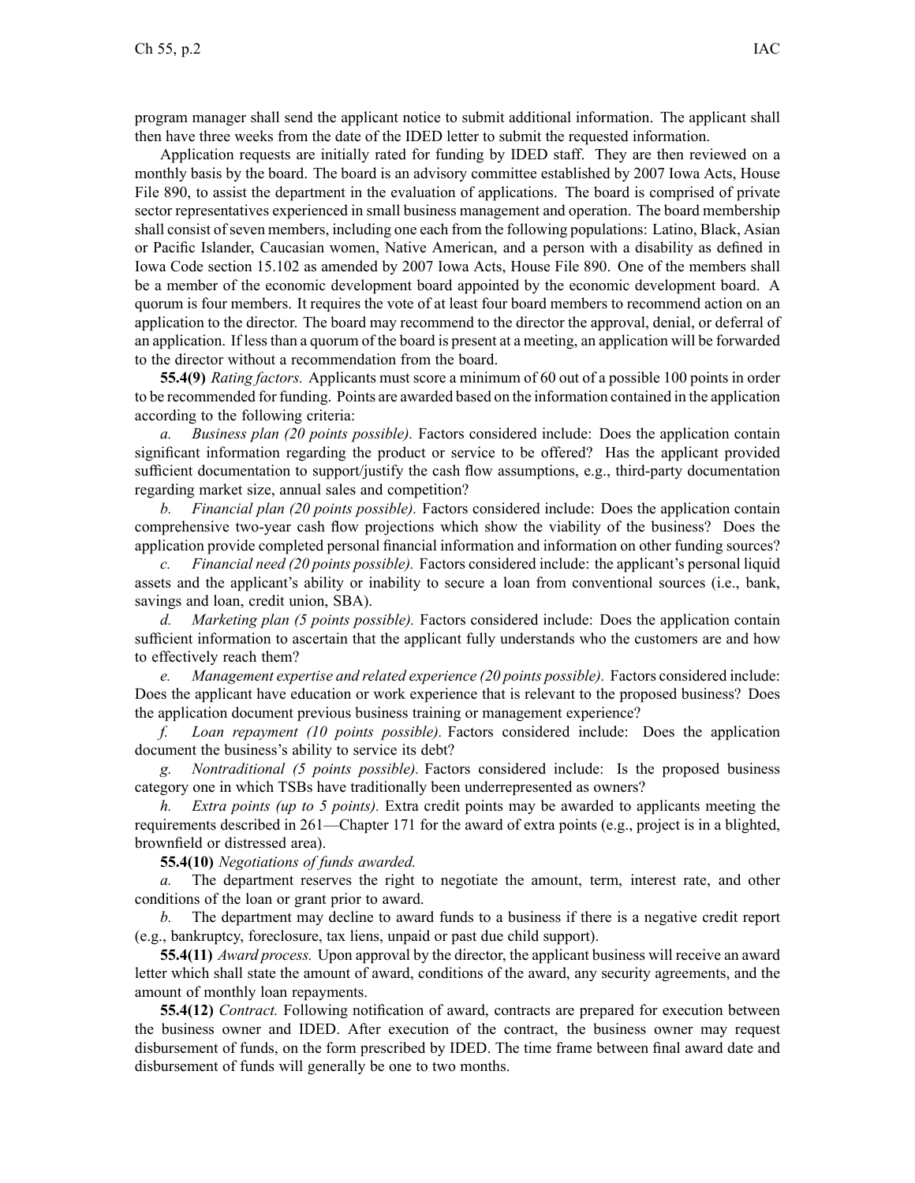program manager shall send the applicant notice to submit additional information. The applicant shall then have three weeks from the date of the IDED letter to submit the requested information.

Application requests are initially rated for funding by IDED staff. They are then reviewed on a monthly basis by the board. The board is an advisory committee established by 2007 Iowa Acts, House File 890, to assist the department in the evaluation of applications. The board is comprised of private sector representatives experienced in small business management and operation. The board membership shall consist of seven members, including one each from the following populations: Latino, Black, Asian or Pacific Islander, Caucasian women, Native American, and a person with a disability as defined in Iowa Code section 15.102 as amended by 2007 Iowa Acts, House File 890. One of the members shall be a member of the economic development board appointed by the economic development board. A quorum is four members. It requires the vote of at least four board members to recommend action on an application to the director. The board may recommend to the director the approval, denial, or deferral of an application. If less than a quorum of the board is present at a meeting, an application will be forwarded to the director without a recommendation from the board.

**55.4(9)** *Rating factors.* Applicants must score a minimum of 60 out of a possible 100 points in order to be recommended for funding. Points are awarded based on the information contained in the application according to the following criteria:

*a.* *Business plan (20 points possible).* Factors considered include: Does the application contain significant information regarding the product or service to be offered? Has the applicant provided sufficient documentation to support/justify the cash flow assumptions, e.g., third-party documentation regarding market size, annual sales and competition?

*b.* *Financial plan (20 points possible).* Factors considered include: Does the application contain comprehensive two-year cash flow projections which show the viability of the business? Does the application provide completed personal financial information and information on other funding sources?

*c.* *Financial need (20 points possible).* Factors considered include: the applicant's personal liquid assets and the applicant's ability or inability to secure a loan from conventional sources (i.e., bank, savings and loan, credit union, SBA).

*d.* *Marketing plan (5 points possible).* Factors considered include: Does the application contain sufficient information to ascertain that the applicant fully understands who the customers are and how to effectively reach them?

*e.* *Management expertise and related experience (20 points possible).* Factors considered include: Does the applicant have education or work experience that is relevant to the proposed business? Does the application document previous business training or management experience?

*f.* *Loan repayment (10 points possible).* Factors considered include: Does the application document the business's ability to service its debt?

*g.* *Nontraditional (5 points possible).* Factors considered include: Is the proposed business category one in which TSBs have traditionally been underrepresented as owners?

*h.* *Extra points (up to 5 points).* Extra credit points may be awarded to applicants meeting the requirements described in 261—Chapter 171 for the award of extra points (e.g., project is in a blighted, brownfield or distressed area).

**55.4(10)** *Negotiations of funds awarded.*

*a.* The department reserves the right to negotiate the amount, term, interest rate, and other conditions of the loan or grant prior to award.

*b.* The department may decline to award funds to a business if there is a negative credit report (e.g., bankruptcy, foreclosure, tax liens, unpaid or past due child support).

**55.4(11)** *Award process.* Upon approval by the director, the applicant business will receive an award letter which shall state the amount of award, conditions of the award, any security agreements, and the amount of monthly loan repayments.

**55.4(12)** *Contract.* Following notification of award, contracts are prepared for execution between the business owner and IDED. After execution of the contract, the business owner may request disbursement of funds, on the form prescribed by IDED. The time frame between final award date and disbursement of funds will generally be one to two months.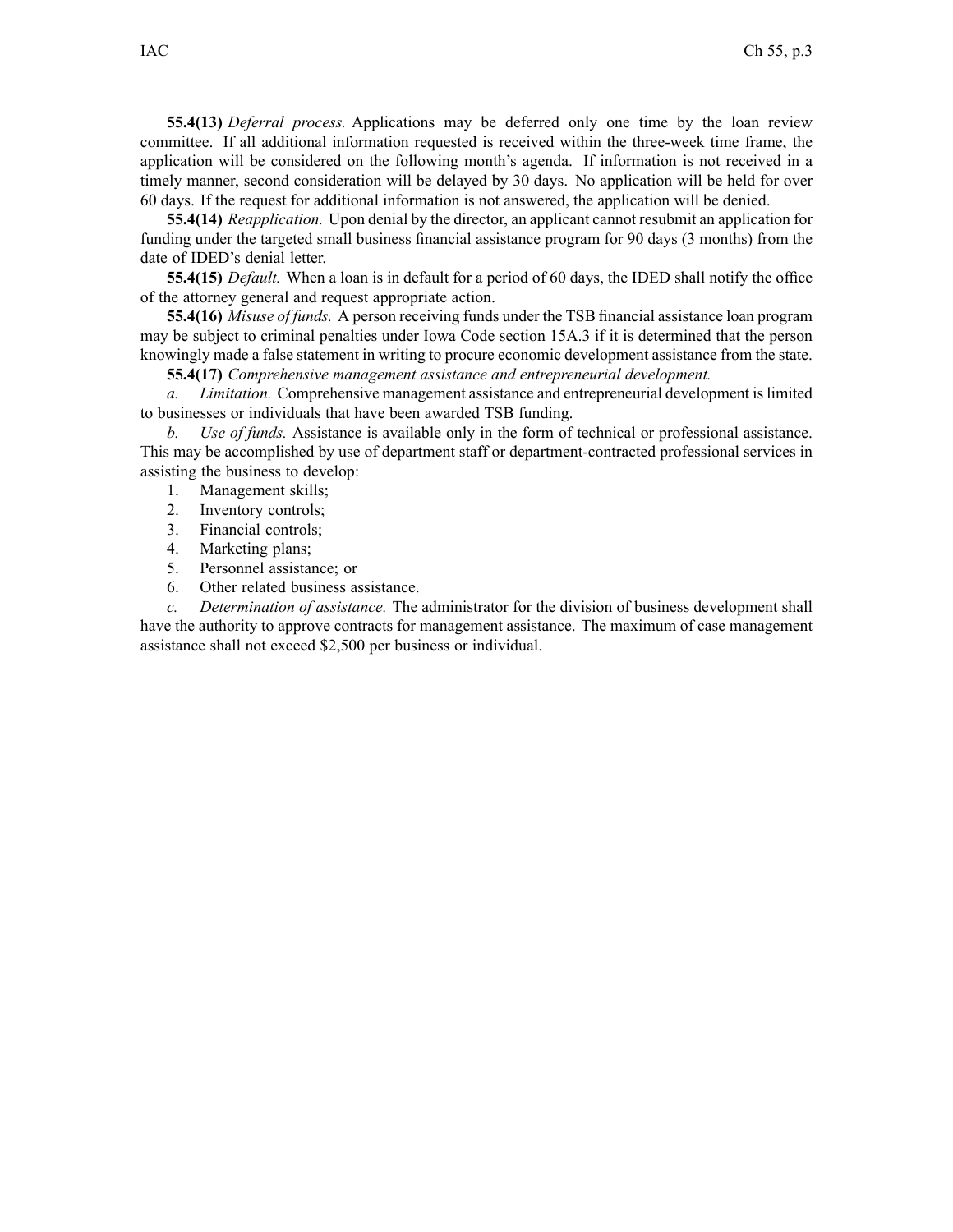**55.4(13)** *Deferral process.* Applications may be deferred only one time by the loan review committee. If all additional information requested is received within the three-week time frame, the application will be considered on the following month's agenda. If information is not received in a timely manner, second consideration will be delayed by 30 days. No application will be held for over 60 days. If the request for additional information is not answered, the application will be denied.

**55.4(14)** *Reapplication.* Upon denial by the director, an applicant cannot resubmit an application for funding under the targeted small business financial assistance program for 90 days (3 months) from the date of IDED's denial letter.

**55.4(15)** *Default.* When a loan is in default for a period of 60 days, the IDED shall notify the office of the attorney general and request appropriate action.

**55.4(16)** *Misuse of funds.* A person receiving funds under the TSB financial assistance loan program may be subject to criminal penalties under Iowa Code section 15A.3 if it is determined that the person knowingly made a false statement in writing to procure economic development assistance from the state.

**55.4(17)** *Comprehensive management assistance and entrepreneurial development.*

*a. Limitation.* Comprehensive management assistance and entrepreneurial development is limited to businesses or individuals that have been awarded TSB funding.

*b. Use of funds.* Assistance is available only in the form of technical or professional assistance. This may be accomplished by use of department staff or department-contracted professional services in assisting the business to develop:

1. Management skills;
2. Inventory controls;
3. Financial controls;
4. Marketing plans;
5. Personnel assistance; or
6. Other related business assistance.

*c. Determination of assistance.* The administrator for the division of business development shall have the authority to approve contracts for management assistance. The maximum of case management assistance shall not exceed $2,500 per business or individual.